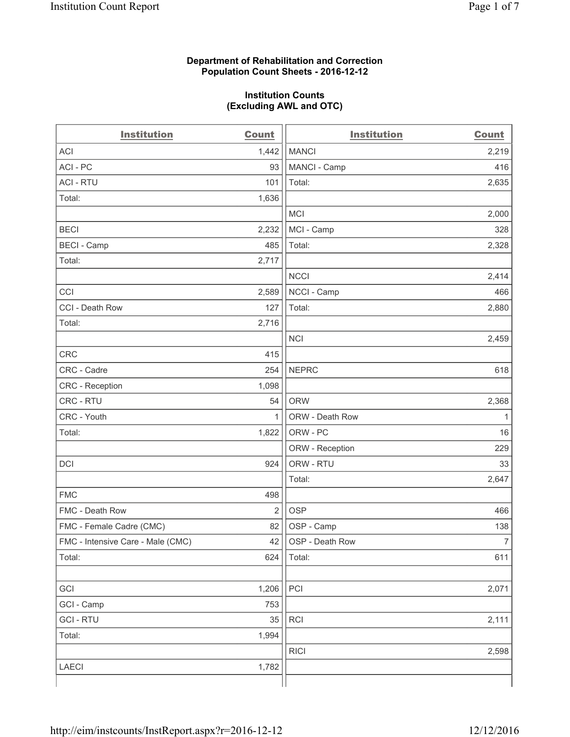**Department of Rehabilitation and Correction**
**Population Count Sheets - 2016-12-12**

**Institution Counts**
**(Excluding AWL and OTC)**

| Institution | Count | Institution | Count |
|---|---|---|---|
| ACI | 1,442 | MANCI | 2,219 |
| ACI - PC | 93 | MANCI - Camp | 416 |
| ACI - RTU | 101 | Total: | 2,635 |
| Total: | 1,636 | | |
| | | MCI | 2,000 |
| BECI | 2,232 | MCI - Camp | 328 |
| BECI - Camp | 485 | Total: | 2,328 |
| Total: | 2,717 | | |
| | | NCCI | 2,414 |
| CCI | 2,589 | NCCI - Camp | 466 |
| CCI - Death Row | 127 | Total: | 2,880 |
| Total: | 2,716 | | |
| | | NCI | 2,459 |
| CRC | 415 | | |
| CRC - Cadre | 254 | NEPRC | 618 |
| CRC - Reception | 1,098 | | |
| CRC - RTU | 54 | ORW | 2,368 |
| CRC - Youth | 1 | ORW - Death Row | 1 |
| Total: | 1,822 | ORW - PC | 16 |
| | | ORW - Reception | 229 |
| DCI | 924 | ORW - RTU | 33 |
| | | Total: | 2,647 |
| FMC | 498 | | |
| FMC - Death Row | 2 | OSP | 466 |
| FMC - Female Cadre (CMC) | 82 | OSP - Camp | 138 |
| FMC - Intensive Care - Male (CMC) | 42 | OSP - Death Row | 7 |
| Total: | 624 | Total: | 611 |
| | | | |
| GCI | 1,206 | PCI | 2,071 |
| GCI - Camp | 753 | | |
| GCI - RTU | 35 | RCI | 2,111 |
| Total: | 1,994 | | |
| | | RICI | 2,598 |
| LAECI | 1,782 | | |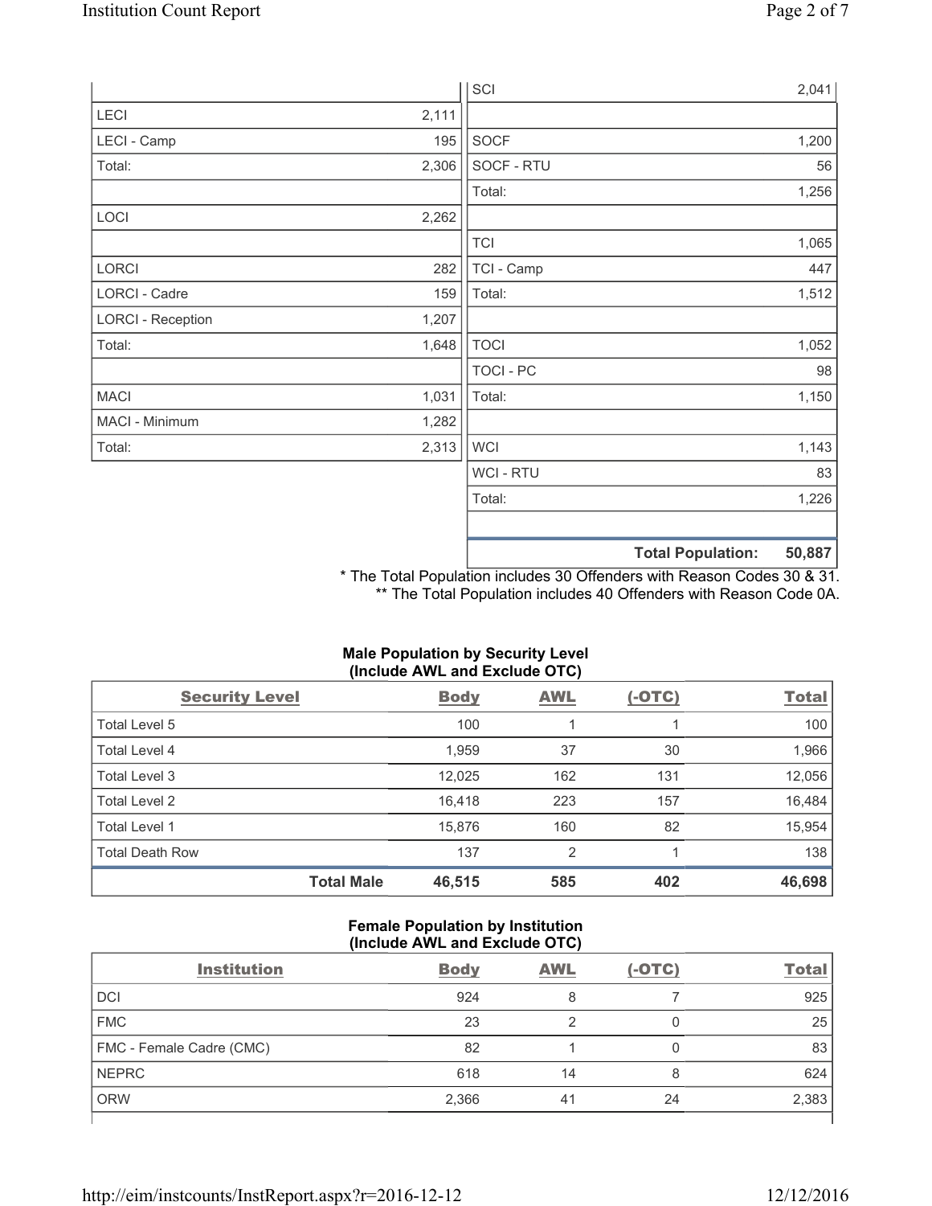| | |
|---|---|
| LECI | 2,111 |
| LECI - Camp | 195 |
| Total: | 2,306 |
| | |
| LOCI | 2,262 |
| | |
| LORCI | 282 |
| LORCI - Cadre | 159 |
| LORCI - Reception | 1,207 |
| Total: | 1,648 |
| | |
| MACI | 1,031 |
| MACI - Minimum | 1,282 |
| Total: | 2,313 |

| | |
|---|---|
| SCI | 2,041 |
| | |
| SOCF | 1,200 |
| SOCF - RTU | 56 |
| Total: | 1,256 |
| | |
| TCI | 1,065 |
| TCI - Camp | 447 |
| Total: | 1,512 |
| | |
| TOCI | 1,052 |
| TOCI - PC | 98 |
| Total: | 1,150 |
| | |
| WCI | 1,143 |
| WCI - RTU | 83 |
| Total: | 1,226 |
| | |
| **Total Population:** | **50,887** |

\* The Total Population includes 30 Offenders with Reason Codes 30 & 31.
\*\* The Total Population includes 40 Offenders with Reason Code 0A.

**Male Population by Security Level (Include AWL and Exclude OTC)**

| Security Level | Body | AWL | (-OTC) | Total |
|---|---|---|---|---|
| Total Level 5 | 100 | 1 | 1 | 100 |
| Total Level 4 | 1,959 | 37 | 30 | 1,966 |
| Total Level 3 | 12,025 | 162 | 131 | 12,056 |
| Total Level 2 | 16,418 | 223 | 157 | 16,484 |
| Total Level 1 | 15,876 | 160 | 82 | 15,954 |
| Total Death Row | 137 | 2 | 1 | 138 |
| **Total Male** | **46,515** | **585** | **402** | **46,698** |

**Female Population by Institution (Include AWL and Exclude OTC)**

| Institution | Body | AWL | (-OTC) | Total |
|---|---|---|---|---|
| DCI | 924 | 8 | 7 | 925 |
| FMC | 23 | 2 | 0 | 25 |
| FMC - Female Cadre (CMC) | 82 | 1 | 0 | 83 |
| NEPRC | 618 | 14 | 8 | 624 |
| ORW | 2,366 | 41 | 24 | 2,383 |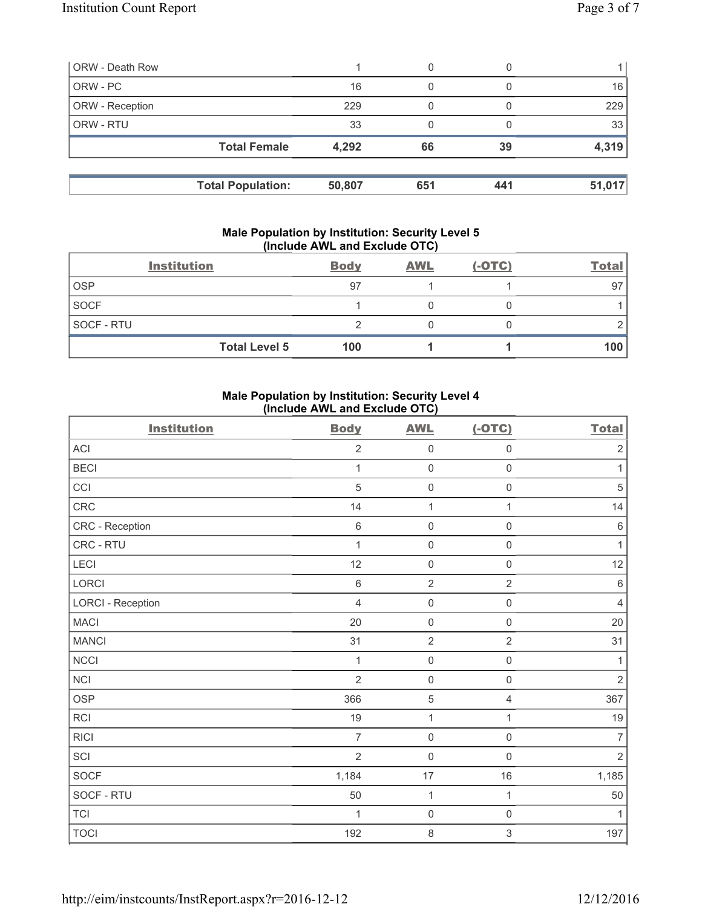| ORW - Death Row | 1 | 0 | 0 | 1 |
|---|---|---|---|---|
| ORW - PC | 16 | 0 | 0 | 16 |
| ORW - Reception | 229 | 0 | 0 | 229 |
| ORW - RTU | 33 | 0 | 0 | 33 |
| **Total Female** | **4,292** | **66** | **39** | **4,319** |

| **Total Population:** | **50,807** | **651** | **441** | **51,017** |
|---|---|---|---|---|

### Male Population by Institution: Security Level 5 (Include AWL and Exclude OTC)

| Institution | Body | AWL | (-OTC) | Total |
|---|---|---|---|---|
| OSP | 97 | 1 | 1 | 97 |
| SOCF | 1 | 0 | 0 | 1 |
| SOCF - RTU | 2 | 0 | 0 | 2 |
| **Total Level 5** | **100** | **1** | **1** | **100** |

### Male Population by Institution: Security Level 4 (Include AWL and Exclude OTC)

| Institution | Body | AWL | (-OTC) | Total |
|---|---|---|---|---|
| ACI | 2 | 0 | 0 | 2 |
| BECI | 1 | 0 | 0 | 1 |
| CCI | 5 | 0 | 0 | 5 |
| CRC | 14 | 1 | 1 | 14 |
| CRC - Reception | 6 | 0 | 0 | 6 |
| CRC - RTU | 1 | 0 | 0 | 1 |
| LECI | 12 | 0 | 0 | 12 |
| LORCI | 6 | 2 | 2 | 6 |
| LORCI - Reception | 4 | 0 | 0 | 4 |
| MACI | 20 | 0 | 0 | 20 |
| MANCI | 31 | 2 | 2 | 31 |
| NCCI | 1 | 0 | 0 | 1 |
| NCI | 2 | 0 | 0 | 2 |
| OSP | 366 | 5 | 4 | 367 |
| RCI | 19 | 1 | 1 | 19 |
| RICI | 7 | 0 | 0 | 7 |
| SCI | 2 | 0 | 0 | 2 |
| SOCF | 1,184 | 17 | 16 | 1,185 |
| SOCF - RTU | 50 | 1 | 1 | 50 |
| TCI | 1 | 0 | 0 | 1 |
| TOCI | 192 | 8 | 3 | 197 |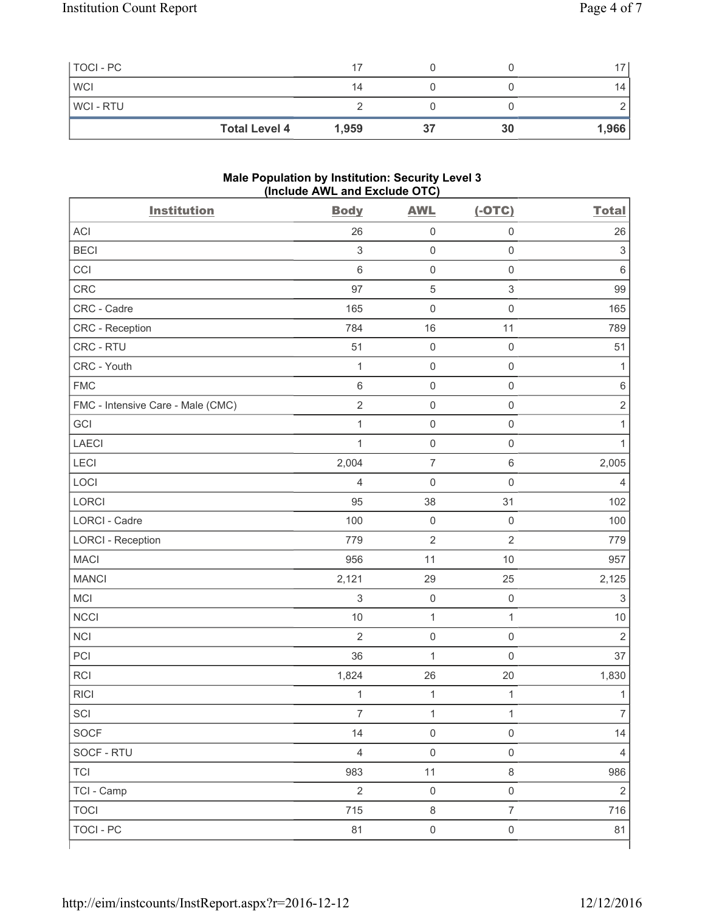| TOCI - PC | 17 | 0 | 0 | 17 |
|---|---|---|---|---|
| WCI | 14 | 0 | 0 | 14 |
| WCI - RTU | 2 | 0 | 0 | 2 |
| **Total Level 4** | **1,959** | **37** | **30** | **1,966** |

**Male Population by Institution: Security Level 3 (Include AWL and Exclude OTC)**

| Institution | Body | AWL | (-OTC) | Total |
|---|---|---|---|---|
| ACI | 26 | 0 | 0 | 26 |
| BECI | 3 | 0 | 0 | 3 |
| CCI | 6 | 0 | 0 | 6 |
| CRC | 97 | 5 | 3 | 99 |
| CRC - Cadre | 165 | 0 | 0 | 165 |
| CRC - Reception | 784 | 16 | 11 | 789 |
| CRC - RTU | 51 | 0 | 0 | 51 |
| CRC - Youth | 1 | 0 | 0 | 1 |
| FMC | 6 | 0 | 0 | 6 |
| FMC - Intensive Care - Male (CMC) | 2 | 0 | 0 | 2 |
| GCI | 1 | 0 | 0 | 1 |
| LAECI | 1 | 0 | 0 | 1 |
| LECI | 2,004 | 7 | 6 | 2,005 |
| LOCI | 4 | 0 | 0 | 4 |
| LORCI | 95 | 38 | 31 | 102 |
| LORCI - Cadre | 100 | 0 | 0 | 100 |
| LORCI - Reception | 779 | 2 | 2 | 779 |
| MACI | 956 | 11 | 10 | 957 |
| MANCI | 2,121 | 29 | 25 | 2,125 |
| MCI | 3 | 0 | 0 | 3 |
| NCCI | 10 | 1 | 1 | 10 |
| NCI | 2 | 0 | 0 | 2 |
| PCI | 36 | 1 | 0 | 37 |
| RCI | 1,824 | 26 | 20 | 1,830 |
| RICI | 1 | 1 | 1 | 1 |
| SCI | 7 | 1 | 1 | 7 |
| SOCF | 14 | 0 | 0 | 14 |
| SOCF - RTU | 4 | 0 | 0 | 4 |
| TCI | 983 | 11 | 8 | 986 |
| TCI - Camp | 2 | 0 | 0 | 2 |
| TOCI | 715 | 8 | 7 | 716 |
| TOCI - PC | 81 | 0 | 0 | 81 |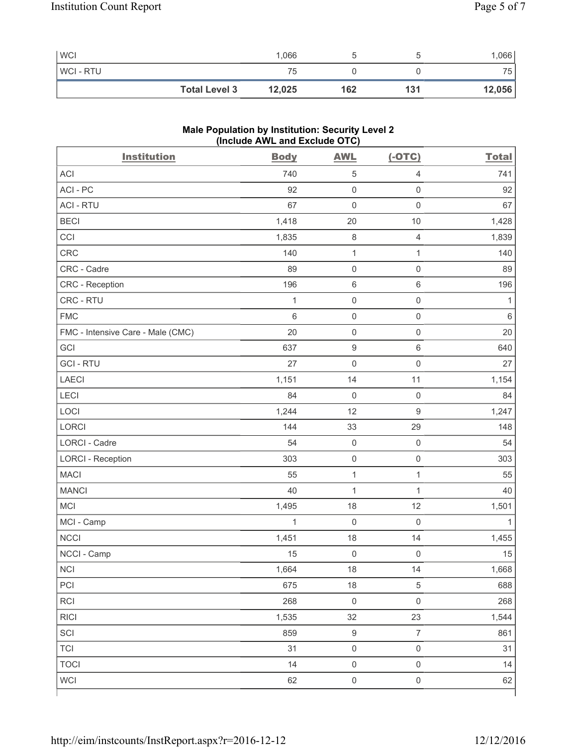| WCI | 1,066 | 5 | 5 | 1,066 |
|---|---|---|---|---|
| WCI - RTU | 75 | 0 | 0 | 75 |
| **Total Level 3** | **12,025** | **162** | **131** | **12,056** |

**Male Population by Institution: Security Level 2 (Include AWL and Exclude OTC)**

| Institution | Body | AWL | (-OTC) | Total |
|---|---|---|---|---|
| ACI | 740 | 5 | 4 | 741 |
| ACI - PC | 92 | 0 | 0 | 92 |
| ACI - RTU | 67 | 0 | 0 | 67 |
| BECI | 1,418 | 20 | 10 | 1,428 |
| CCI | 1,835 | 8 | 4 | 1,839 |
| CRC | 140 | 1 | 1 | 140 |
| CRC - Cadre | 89 | 0 | 0 | 89 |
| CRC - Reception | 196 | 6 | 6 | 196 |
| CRC - RTU | 1 | 0 | 0 | 1 |
| FMC | 6 | 0 | 0 | 6 |
| FMC - Intensive Care - Male (CMC) | 20 | 0 | 0 | 20 |
| GCI | 637 | 9 | 6 | 640 |
| GCI - RTU | 27 | 0 | 0 | 27 |
| LAECI | 1,151 | 14 | 11 | 1,154 |
| LECI | 84 | 0 | 0 | 84 |
| LOCI | 1,244 | 12 | 9 | 1,247 |
| LORCI | 144 | 33 | 29 | 148 |
| LORCI - Cadre | 54 | 0 | 0 | 54 |
| LORCI - Reception | 303 | 0 | 0 | 303 |
| MACI | 55 | 1 | 1 | 55 |
| MANCI | 40 | 1 | 1 | 40 |
| MCI | 1,495 | 18 | 12 | 1,501 |
| MCI - Camp | 1 | 0 | 0 | 1 |
| NCCI | 1,451 | 18 | 14 | 1,455 |
| NCCI - Camp | 15 | 0 | 0 | 15 |
| NCI | 1,664 | 18 | 14 | 1,668 |
| PCI | 675 | 18 | 5 | 688 |
| RCI | 268 | 0 | 0 | 268 |
| RICI | 1,535 | 32 | 23 | 1,544 |
| SCI | 859 | 9 | 7 | 861 |
| TCI | 31 | 0 | 0 | 31 |
| TOCI | 14 | 0 | 0 | 14 |
| WCI | 62 | 0 | 0 | 62 |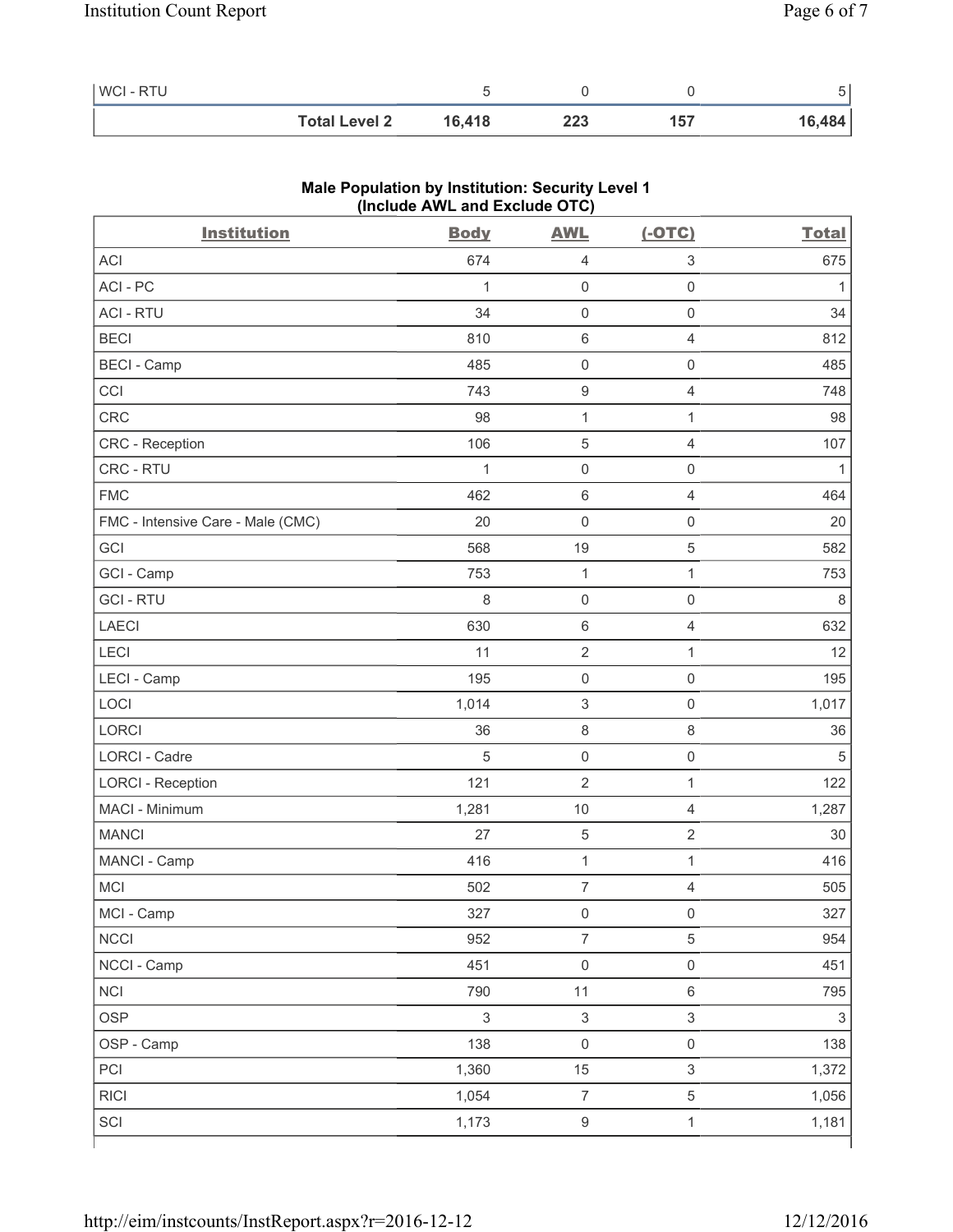| | | | | |
|---|---|---|---|---|
| WCI - RTU | 5 | 0 | 0 | 5 |
| **Total Level 2** | **16,418** | **223** | **157** | **16,484** |

**Male Population by Institution: Security Level 1 (Include AWL and Exclude OTC)**

| Institution | Body | AWL | (-OTC) | Total |
|---|---|---|---|---|
| ACI | 674 | 4 | 3 | 675 |
| ACI - PC | 1 | 0 | 0 | 1 |
| ACI - RTU | 34 | 0 | 0 | 34 |
| BECI | 810 | 6 | 4 | 812 |
| BECI - Camp | 485 | 0 | 0 | 485 |
| CCI | 743 | 9 | 4 | 748 |
| CRC | 98 | 1 | 1 | 98 |
| CRC - Reception | 106 | 5 | 4 | 107 |
| CRC - RTU | 1 | 0 | 0 | 1 |
| FMC | 462 | 6 | 4 | 464 |
| FMC - Intensive Care - Male (CMC) | 20 | 0 | 0 | 20 |
| GCI | 568 | 19 | 5 | 582 |
| GCI - Camp | 753 | 1 | 1 | 753 |
| GCI - RTU | 8 | 0 | 0 | 8 |
| LAECI | 630 | 6 | 4 | 632 |
| LECI | 11 | 2 | 1 | 12 |
| LECI - Camp | 195 | 0 | 0 | 195 |
| LOCI | 1,014 | 3 | 0 | 1,017 |
| LORCI | 36 | 8 | 8 | 36 |
| LORCI - Cadre | 5 | 0 | 0 | 5 |
| LORCI - Reception | 121 | 2 | 1 | 122 |
| MACI - Minimum | 1,281 | 10 | 4 | 1,287 |
| MANCI | 27 | 5 | 2 | 30 |
| MANCI - Camp | 416 | 1 | 1 | 416 |
| MCI | 502 | 7 | 4 | 505 |
| MCI - Camp | 327 | 0 | 0 | 327 |
| NCCI | 952 | 7 | 5 | 954 |
| NCCI - Camp | 451 | 0 | 0 | 451 |
| NCI | 790 | 11 | 6 | 795 |
| OSP | 3 | 3 | 3 | 3 |
| OSP - Camp | 138 | 0 | 0 | 138 |
| PCI | 1,360 | 15 | 3 | 1,372 |
| RICI | 1,054 | 7 | 5 | 1,056 |
| SCI | 1,173 | 9 | 1 | 1,181 |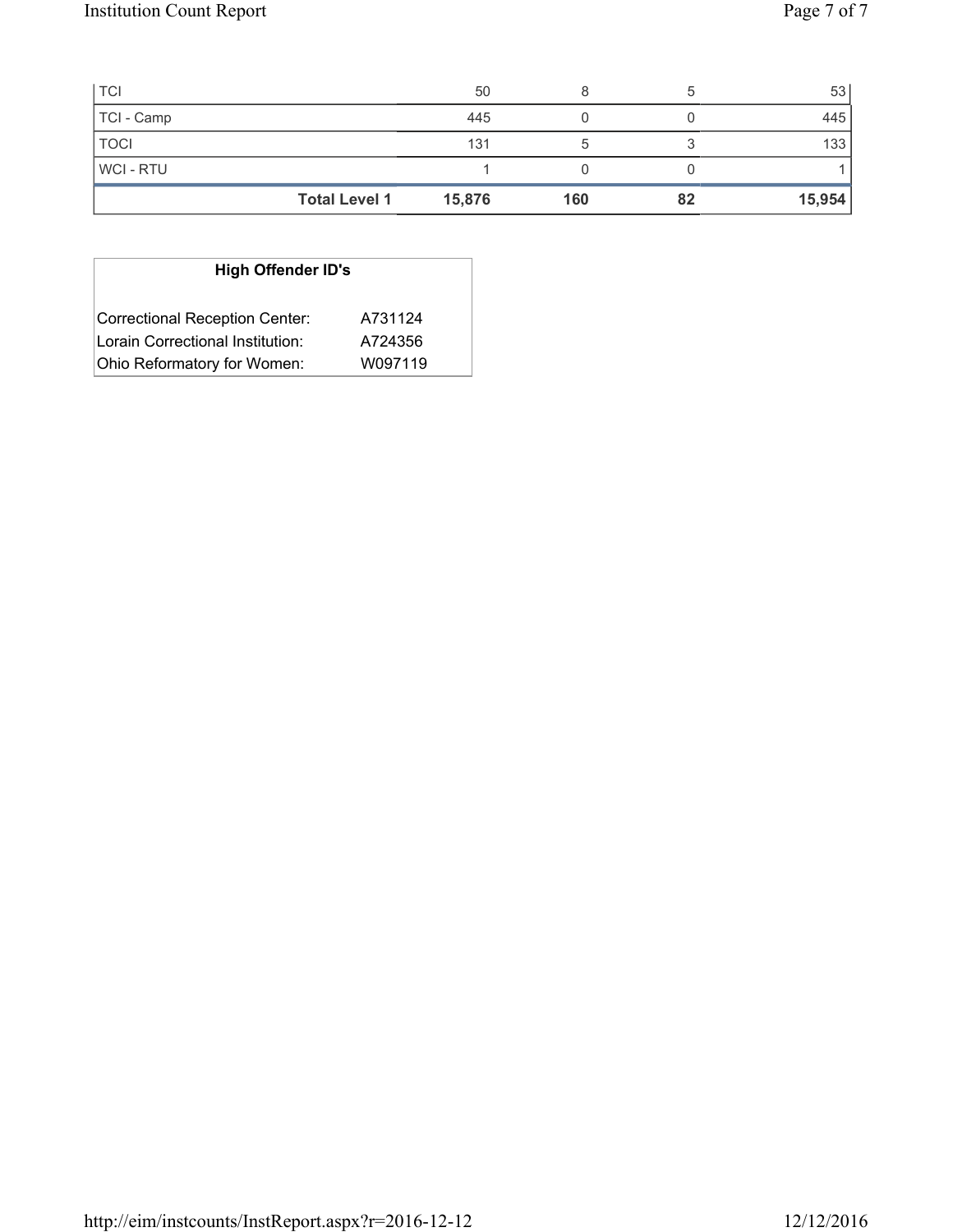| | | | | |
|---|---|---|---|---|
| TCI | 50 | 8 | 5 | 53 |
| TCI - Camp | 445 | 0 | 0 | 445 |
| TOCI | 131 | 5 | 3 | 133 |
| WCI - RTU | 1 | 0 | 0 | 1 |
| **Total Level 1** | **15,876** | **160** | **82** | **15,954** |

| High Offender ID's | |
|---|---|
| Correctional Reception Center: | A731124 |
| Lorain Correctional Institution: | A724356 |
| Ohio Reformatory for Women: | W097119 |